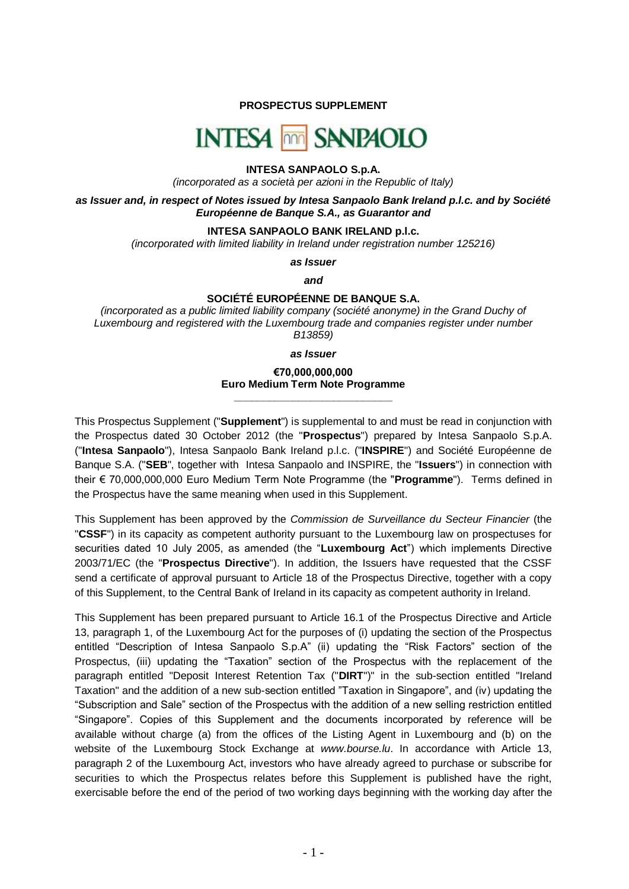**PROSPECTUS SUPPLEMENT**

INTESA SANPAOLO

**INTESA SANPAOLO S.p.A.**

*(incorporated as a società per azioni in the Republic of Italy)*

***as Issuer and, in respect of Notes issued by Intesa Sanpaolo Bank Ireland p.l.c. and by Société Européenne de Banque S.A., as Guarantor and***

**INTESA SANPAOLO BANK IRELAND p.l.c.**

*(incorporated with limited liability in Ireland under registration number 125216)*

***as Issuer***

***and***

**SOCIÉTÉ EUROPÉENNE DE BANQUE S.A.**

*(incorporated as a public limited liability company (société anonyme) in the Grand Duchy of Luxembourg and registered with the Luxembourg trade and companies register under number B13859)*

***as Issuer***

**€70,000,000,000**
**Euro Medium Term Note Programme**

---

This Prospectus Supplement ("**Supplement**") is supplemental to and must be read in conjunction with the Prospectus dated 30 October 2012 (the "**Prospectus**") prepared by Intesa Sanpaolo S.p.A. ("**Intesa Sanpaolo**"), Intesa Sanpaolo Bank Ireland p.l.c. ("**INSPIRE**") and Société Européenne de Banque S.A. ("**SEB**", together with Intesa Sanpaolo and INSPIRE, the "**Issuers**") in connection with their € 70,000,000,000 Euro Medium Term Note Programme (the "**Programme**"). Terms defined in the Prospectus have the same meaning when used in this Supplement.

This Supplement has been approved by the *Commission de Surveillance du Secteur Financier* (the "**CSSF**") in its capacity as competent authority pursuant to the Luxembourg law on prospectuses for securities dated 10 July 2005, as amended (the "**Luxembourg Act**") which implements Directive 2003/71/EC (the "**Prospectus Directive**"). In addition, the Issuers have requested that the CSSF send a certificate of approval pursuant to Article 18 of the Prospectus Directive, together with a copy of this Supplement, to the Central Bank of Ireland in its capacity as competent authority in Ireland.

This Supplement has been prepared pursuant to Article 16.1 of the Prospectus Directive and Article 13, paragraph 1, of the Luxembourg Act for the purposes of (i) updating the section of the Prospectus entitled "Description of Intesa Sanpaolo S.p.A" (ii) updating the "Risk Factors" section of the Prospectus, (iii) updating the "Taxation" section of the Prospectus with the replacement of the paragraph entitled "Deposit Interest Retention Tax ("**DIRT**")" in the sub-section entitled "Ireland Taxation" and the addition of a new sub-section entitled "Taxation in Singapore", and (iv) updating the "Subscription and Sale" section of the Prospectus with the addition of a new selling restriction entitled "Singapore". Copies of this Supplement and the documents incorporated by reference will be available without charge (a) from the offices of the Listing Agent in Luxembourg and (b) on the website of the Luxembourg Stock Exchange at *www.bourse.lu*. In accordance with Article 13, paragraph 2 of the Luxembourg Act, investors who have already agreed to purchase or subscribe for securities to which the Prospectus relates before this Supplement is published have the right, exercisable before the end of the period of two working days beginning with the working day after the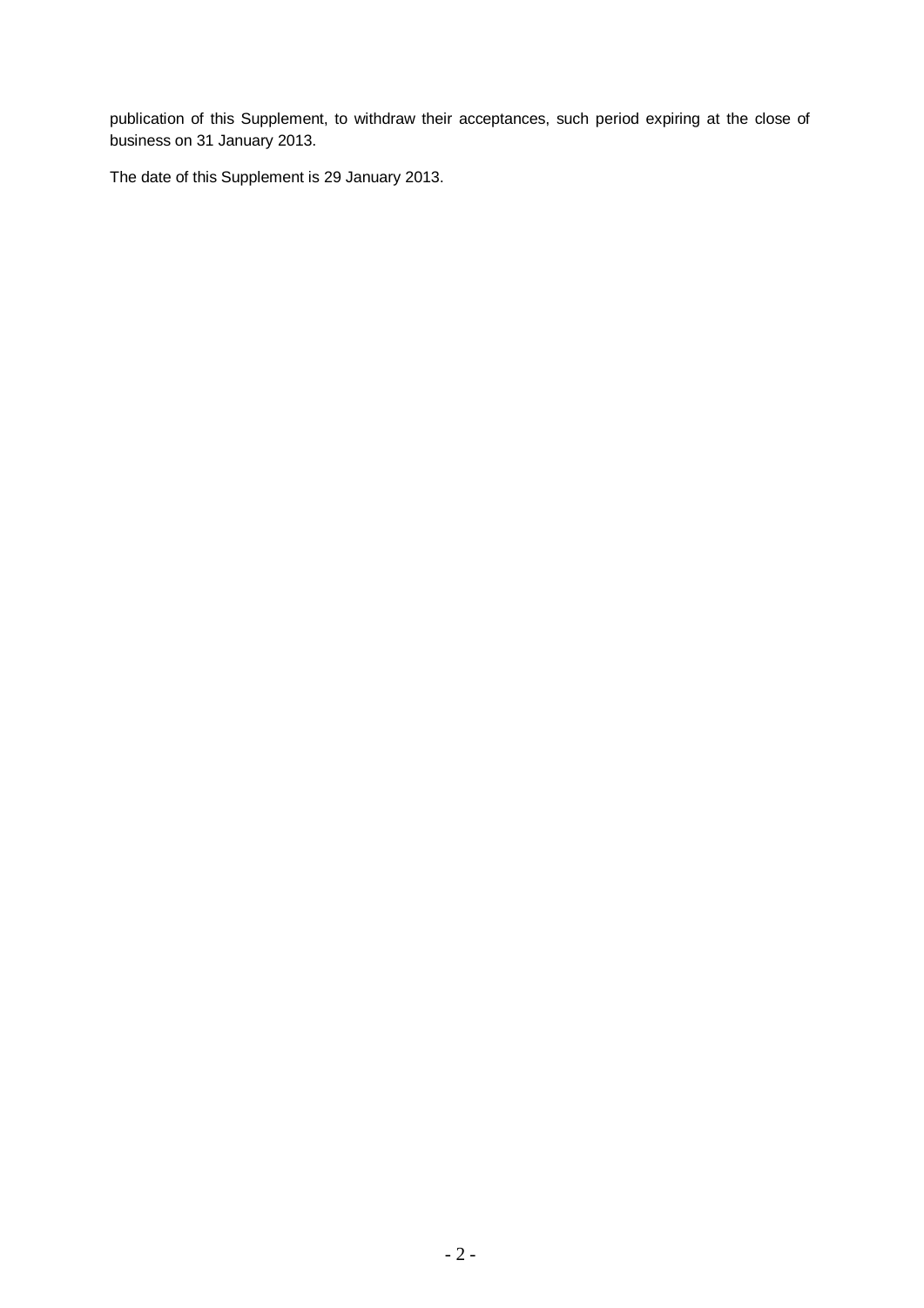publication of this Supplement, to withdraw their acceptances, such period expiring at the close of business on 31 January 2013.

The date of this Supplement is 29 January 2013.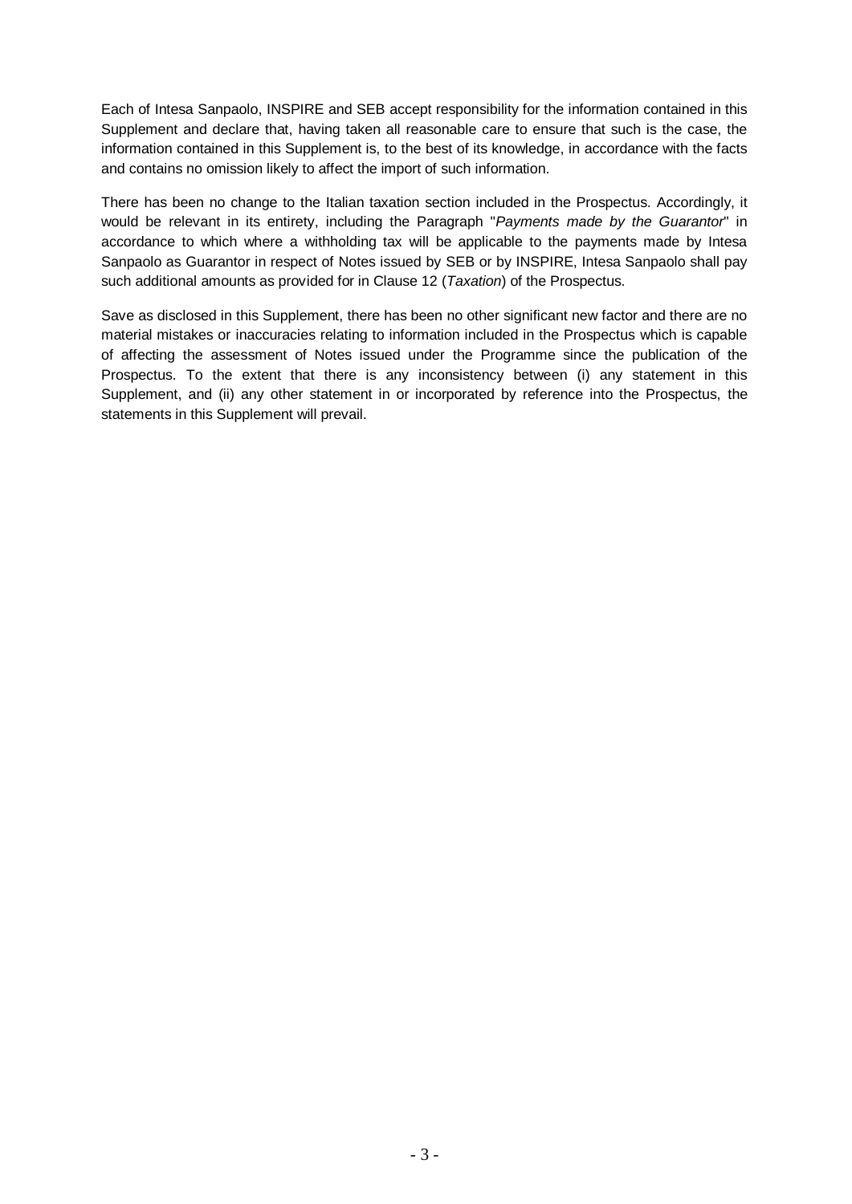Each of Intesa Sanpaolo, INSPIRE and SEB accept responsibility for the information contained in this Supplement and declare that, having taken all reasonable care to ensure that such is the case, the information contained in this Supplement is, to the best of its knowledge, in accordance with the facts and contains no omission likely to affect the import of such information.

There has been no change to the Italian taxation section included in the Prospectus. Accordingly, it would be relevant in its entirety, including the Paragraph "*Payments made by the Guarantor*" in accordance to which where a withholding tax will be applicable to the payments made by Intesa Sanpaolo as Guarantor in respect of Notes issued by SEB or by INSPIRE, Intesa Sanpaolo shall pay such additional amounts as provided for in Clause 12 (*Taxation*) of the Prospectus.

Save as disclosed in this Supplement, there has been no other significant new factor and there are no material mistakes or inaccuracies relating to information included in the Prospectus which is capable of affecting the assessment of Notes issued under the Programme since the publication of the Prospectus. To the extent that there is any inconsistency between (i) any statement in this Supplement, and (ii) any other statement in or incorporated by reference into the Prospectus, the statements in this Supplement will prevail.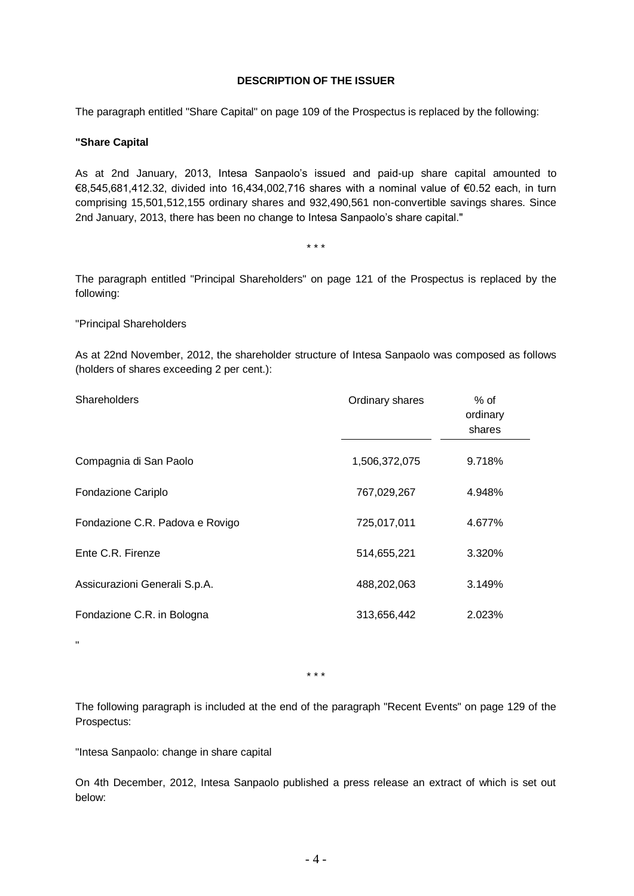## DESCRIPTION OF THE ISSUER

The paragraph entitled "Share Capital" on page 109 of the Prospectus is replaced by the following:

**"Share Capital**

As at 2nd January, 2013, Intesa Sanpaolo's issued and paid-up share capital amounted to €8,545,681,412.32, divided into 16,434,002,716 shares with a nominal value of €0.52 each, in turn comprising 15,501,512,155 ordinary shares and 932,490,561 non-convertible savings shares. Since 2nd January, 2013, there has been no change to Intesa Sanpaolo's share capital."

\* \* \*

The paragraph entitled "Principal Shareholders" on page 121 of the Prospectus is replaced by the following:

"Principal Shareholders

As at 22nd November, 2012, the shareholder structure of Intesa Sanpaolo was composed as follows (holders of shares exceeding 2 per cent.):

| Shareholders | Ordinary shares | % of ordinary shares |
|---|---|---|
| Compagnia di San Paolo | 1,506,372,075 | 9.718% |
| Fondazione Cariplo | 767,029,267 | 4.948% |
| Fondazione C.R. Padova e Rovigo | 725,017,011 | 4.677% |
| Ente C.R. Firenze | 514,655,221 | 3.320% |
| Assicurazioni Generali S.p.A. | 488,202,063 | 3.149% |
| Fondazione C.R. in Bologna | 313,656,442 | 2.023% |

"

\* \* \*

The following paragraph is included at the end of the paragraph "Recent Events" on page 129 of the Prospectus:

"Intesa Sanpaolo: change in share capital

On 4th December, 2012, Intesa Sanpaolo published a press release an extract of which is set out below: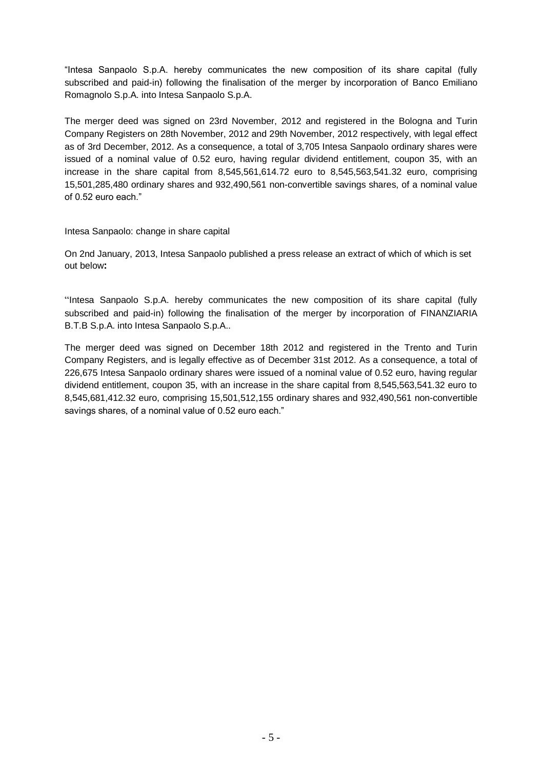"Intesa Sanpaolo S.p.A. hereby communicates the new composition of its share capital (fully subscribed and paid-in) following the finalisation of the merger by incorporation of Banco Emiliano Romagnolo S.p.A. into Intesa Sanpaolo S.p.A.

The merger deed was signed on 23rd November, 2012 and registered in the Bologna and Turin Company Registers on 28th November, 2012 and 29th November, 2012 respectively, with legal effect as of 3rd December, 2012. As a consequence, a total of 3,705 Intesa Sanpaolo ordinary shares were issued of a nominal value of 0.52 euro, having regular dividend entitlement, coupon 35, with an increase in the share capital from 8,545,561,614.72 euro to 8,545,563,541.32 euro, comprising 15,501,285,480 ordinary shares and 932,490,561 non-convertible savings shares, of a nominal value of 0.52 euro each."

Intesa Sanpaolo: change in share capital

On 2nd January, 2013, Intesa Sanpaolo published a press release an extract of which of which is set out below**:**

"Intesa Sanpaolo S.p.A. hereby communicates the new composition of its share capital (fully subscribed and paid-in) following the finalisation of the merger by incorporation of FINANZIARIA B.T.B S.p.A. into Intesa Sanpaolo S.p.A..

The merger deed was signed on December 18th 2012 and registered in the Trento and Turin Company Registers, and is legally effective as of December 31st 2012. As a consequence, a total of 226,675 Intesa Sanpaolo ordinary shares were issued of a nominal value of 0.52 euro, having regular dividend entitlement, coupon 35, with an increase in the share capital from 8,545,563,541.32 euro to 8,545,681,412.32 euro, comprising 15,501,512,155 ordinary shares and 932,490,561 non-convertible savings shares, of a nominal value of 0.52 euro each."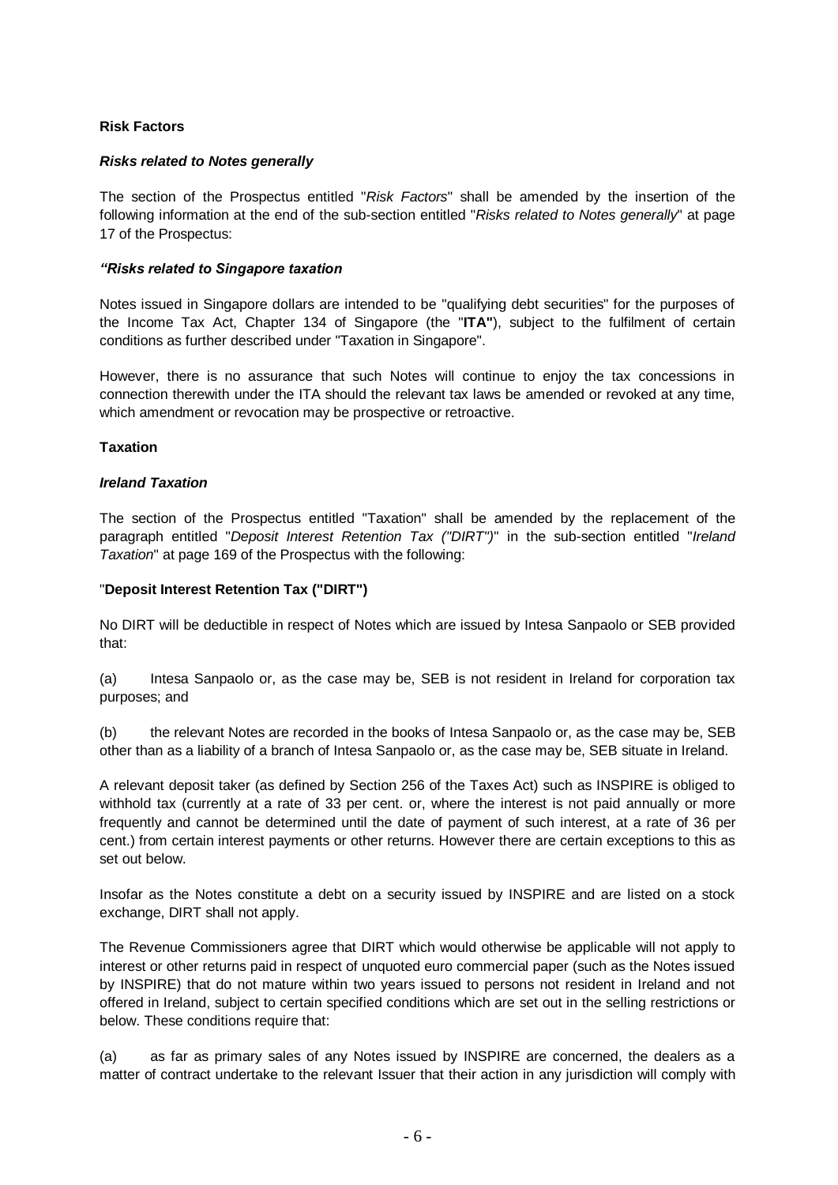**Risk Factors**

***Risks related to Notes generally***

The section of the Prospectus entitled "*Risk Factors*" shall be amended by the insertion of the following information at the end of the sub-section entitled "*Risks related to Notes generally*" at page 17 of the Prospectus:

***"Risks related to Singapore taxation***

Notes issued in Singapore dollars are intended to be "qualifying debt securities" for the purposes of the Income Tax Act, Chapter 134 of Singapore (the "**ITA"**), subject to the fulfilment of certain conditions as further described under "Taxation in Singapore".

However, there is no assurance that such Notes will continue to enjoy the tax concessions in connection therewith under the ITA should the relevant tax laws be amended or revoked at any time, which amendment or revocation may be prospective or retroactive.

**Taxation**

***Ireland Taxation***

The section of the Prospectus entitled "Taxation" shall be amended by the replacement of the paragraph entitled "*Deposit Interest Retention Tax ("DIRT")*" in the sub-section entitled "*Ireland Taxation*" at page 169 of the Prospectus with the following:

"**Deposit Interest Retention Tax ("DIRT")**

No DIRT will be deductible in respect of Notes which are issued by Intesa Sanpaolo or SEB provided that:

(a) Intesa Sanpaolo or, as the case may be, SEB is not resident in Ireland for corporation tax purposes; and

(b) the relevant Notes are recorded in the books of Intesa Sanpaolo or, as the case may be, SEB other than as a liability of a branch of Intesa Sanpaolo or, as the case may be, SEB situate in Ireland.

A relevant deposit taker (as defined by Section 256 of the Taxes Act) such as INSPIRE is obliged to withhold tax (currently at a rate of 33 per cent. or, where the interest is not paid annually or more frequently and cannot be determined until the date of payment of such interest, at a rate of 36 per cent.) from certain interest payments or other returns. However there are certain exceptions to this as set out below.

Insofar as the Notes constitute a debt on a security issued by INSPIRE and are listed on a stock exchange, DIRT shall not apply.

The Revenue Commissioners agree that DIRT which would otherwise be applicable will not apply to interest or other returns paid in respect of unquoted euro commercial paper (such as the Notes issued by INSPIRE) that do not mature within two years issued to persons not resident in Ireland and not offered in Ireland, subject to certain specified conditions which are set out in the selling restrictions or below. These conditions require that:

(a) as far as primary sales of any Notes issued by INSPIRE are concerned, the dealers as a matter of contract undertake to the relevant Issuer that their action in any jurisdiction will comply with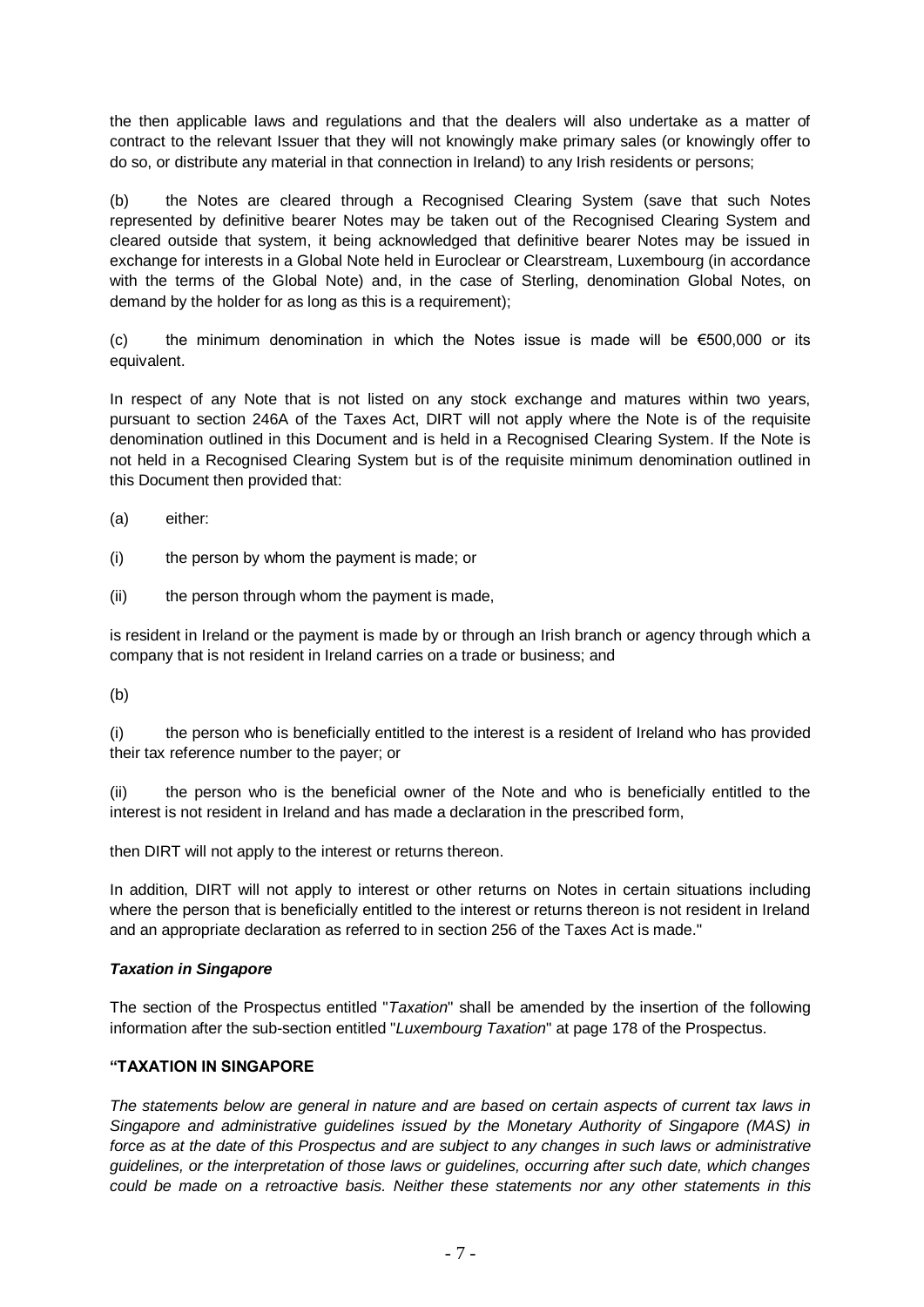the then applicable laws and regulations and that the dealers will also undertake as a matter of contract to the relevant Issuer that they will not knowingly make primary sales (or knowingly offer to do so, or distribute any material in that connection in Ireland) to any Irish residents or persons;

(b) the Notes are cleared through a Recognised Clearing System (save that such Notes represented by definitive bearer Notes may be taken out of the Recognised Clearing System and cleared outside that system, it being acknowledged that definitive bearer Notes may be issued in exchange for interests in a Global Note held in Euroclear or Clearstream, Luxembourg (in accordance with the terms of the Global Note) and, in the case of Sterling, denomination Global Notes, on demand by the holder for as long as this is a requirement);

(c) the minimum denomination in which the Notes issue is made will be €500,000 or its equivalent.

In respect of any Note that is not listed on any stock exchange and matures within two years, pursuant to section 246A of the Taxes Act, DIRT will not apply where the Note is of the requisite denomination outlined in this Document and is held in a Recognised Clearing System. If the Note is not held in a Recognised Clearing System but is of the requisite minimum denomination outlined in this Document then provided that:

(a) either:

(i) the person by whom the payment is made; or

(ii) the person through whom the payment is made,

is resident in Ireland or the payment is made by or through an Irish branch or agency through which a company that is not resident in Ireland carries on a trade or business; and

(b)

(i) the person who is beneficially entitled to the interest is a resident of Ireland who has provided their tax reference number to the payer; or

(ii) the person who is the beneficial owner of the Note and who is beneficially entitled to the interest is not resident in Ireland and has made a declaration in the prescribed form,

then DIRT will not apply to the interest or returns thereon.

In addition, DIRT will not apply to interest or other returns on Notes in certain situations including where the person that is beneficially entitled to the interest or returns thereon is not resident in Ireland and an appropriate declaration as referred to in section 256 of the Taxes Act is made."

***Taxation in Singapore***

The section of the Prospectus entitled "*Taxation*" shall be amended by the insertion of the following information after the sub-section entitled "*Luxembourg Taxation*" at page 178 of the Prospectus.

**"TAXATION IN SINGAPORE**

*The statements below are general in nature and are based on certain aspects of current tax laws in Singapore and administrative guidelines issued by the Monetary Authority of Singapore (MAS) in force as at the date of this Prospectus and are subject to any changes in such laws or administrative guidelines, or the interpretation of those laws or guidelines, occurring after such date, which changes could be made on a retroactive basis. Neither these statements nor any other statements in this*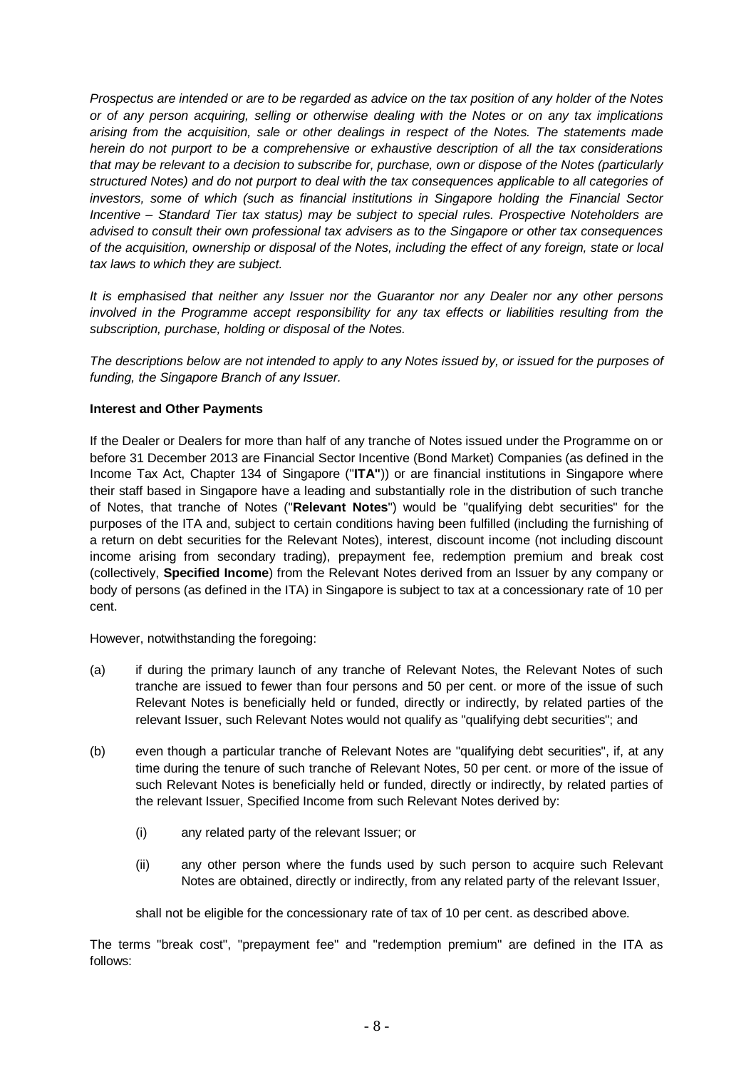*Prospectus are intended or are to be regarded as advice on the tax position of any holder of the Notes or of any person acquiring, selling or otherwise dealing with the Notes or on any tax implications arising from the acquisition, sale or other dealings in respect of the Notes. The statements made herein do not purport to be a comprehensive or exhaustive description of all the tax considerations that may be relevant to a decision to subscribe for, purchase, own or dispose of the Notes (particularly structured Notes) and do not purport to deal with the tax consequences applicable to all categories of investors, some of which (such as financial institutions in Singapore holding the Financial Sector Incentive – Standard Tier tax status) may be subject to special rules. Prospective Noteholders are advised to consult their own professional tax advisers as to the Singapore or other tax consequences of the acquisition, ownership or disposal of the Notes, including the effect of any foreign, state or local tax laws to which they are subject.*

*It is emphasised that neither any Issuer nor the Guarantor nor any Dealer nor any other persons involved in the Programme accept responsibility for any tax effects or liabilities resulting from the subscription, purchase, holding or disposal of the Notes.*

*The descriptions below are not intended to apply to any Notes issued by, or issued for the purposes of funding, the Singapore Branch of any Issuer.*

**Interest and Other Payments**

If the Dealer or Dealers for more than half of any tranche of Notes issued under the Programme on or before 31 December 2013 are Financial Sector Incentive (Bond Market) Companies (as defined in the Income Tax Act, Chapter 134 of Singapore ("**ITA"**)) or are financial institutions in Singapore where their staff based in Singapore have a leading and substantially role in the distribution of such tranche of Notes, that tranche of Notes ("**Relevant Notes**") would be "qualifying debt securities" for the purposes of the ITA and, subject to certain conditions having been fulfilled (including the furnishing of a return on debt securities for the Relevant Notes), interest, discount income (not including discount income arising from secondary trading), prepayment fee, redemption premium and break cost (collectively, **Specified Income**) from the Relevant Notes derived from an Issuer by any company or body of persons (as defined in the ITA) in Singapore is subject to tax at a concessionary rate of 10 per cent.

However, notwithstanding the foregoing:

(a) if during the primary launch of any tranche of Relevant Notes, the Relevant Notes of such tranche are issued to fewer than four persons and 50 per cent. or more of the issue of such Relevant Notes is beneficially held or funded, directly or indirectly, by related parties of the relevant Issuer, such Relevant Notes would not qualify as "qualifying debt securities"; and

(b) even though a particular tranche of Relevant Notes are "qualifying debt securities", if, at any time during the tenure of such tranche of Relevant Notes, 50 per cent. or more of the issue of such Relevant Notes is beneficially held or funded, directly or indirectly, by related parties of the relevant Issuer, Specified Income from such Relevant Notes derived by:

   (i) any related party of the relevant Issuer; or

   (ii) any other person where the funds used by such person to acquire such Relevant Notes are obtained, directly or indirectly, from any related party of the relevant Issuer,

   shall not be eligible for the concessionary rate of tax of 10 per cent. as described above.

The terms "break cost", "prepayment fee" and "redemption premium" are defined in the ITA as follows: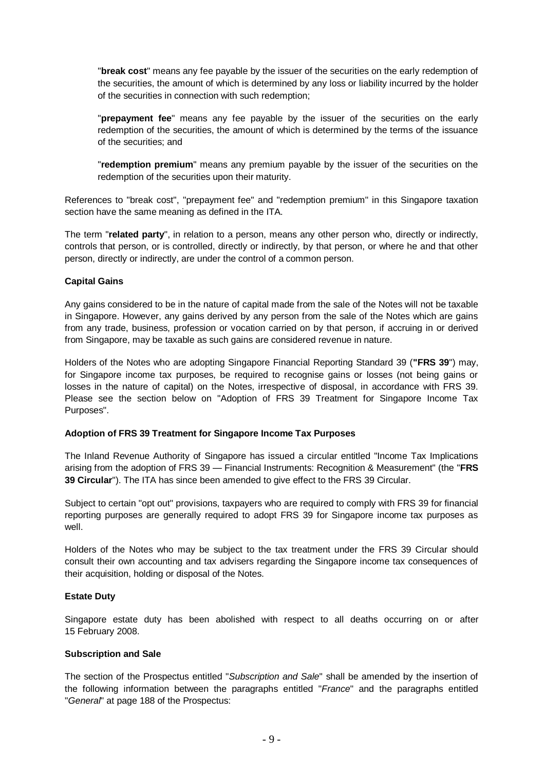"**break cost**" means any fee payable by the issuer of the securities on the early redemption of the securities, the amount of which is determined by any loss or liability incurred by the holder of the securities in connection with such redemption;

"**prepayment fee**" means any fee payable by the issuer of the securities on the early redemption of the securities, the amount of which is determined by the terms of the issuance of the securities; and

"**redemption premium**" means any premium payable by the issuer of the securities on the redemption of the securities upon their maturity.

References to "break cost", "prepayment fee" and "redemption premium" in this Singapore taxation section have the same meaning as defined in the ITA.

The term "**related party**", in relation to a person, means any other person who, directly or indirectly, controls that person, or is controlled, directly or indirectly, by that person, or where he and that other person, directly or indirectly, are under the control of a common person.

**Capital Gains**

Any gains considered to be in the nature of capital made from the sale of the Notes will not be taxable in Singapore. However, any gains derived by any person from the sale of the Notes which are gains from any trade, business, profession or vocation carried on by that person, if accruing in or derived from Singapore, may be taxable as such gains are considered revenue in nature.

Holders of the Notes who are adopting Singapore Financial Reporting Standard 39 ("**FRS 39**") may, for Singapore income tax purposes, be required to recognise gains or losses (not being gains or losses in the nature of capital) on the Notes, irrespective of disposal, in accordance with FRS 39. Please see the section below on "Adoption of FRS 39 Treatment for Singapore Income Tax Purposes".

**Adoption of FRS 39 Treatment for Singapore Income Tax Purposes**

The Inland Revenue Authority of Singapore has issued a circular entitled "Income Tax Implications arising from the adoption of FRS 39 — Financial Instruments: Recognition & Measurement" (the "**FRS 39 Circular**"). The ITA has since been amended to give effect to the FRS 39 Circular.

Subject to certain "opt out" provisions, taxpayers who are required to comply with FRS 39 for financial reporting purposes are generally required to adopt FRS 39 for Singapore income tax purposes as well.

Holders of the Notes who may be subject to the tax treatment under the FRS 39 Circular should consult their own accounting and tax advisers regarding the Singapore income tax consequences of their acquisition, holding or disposal of the Notes.

**Estate Duty**

Singapore estate duty has been abolished with respect to all deaths occurring on or after 15 February 2008.

**Subscription and Sale**

The section of the Prospectus entitled "*Subscription and Sale*" shall be amended by the insertion of the following information between the paragraphs entitled "*France*" and the paragraphs entitled "*General*" at page 188 of the Prospectus: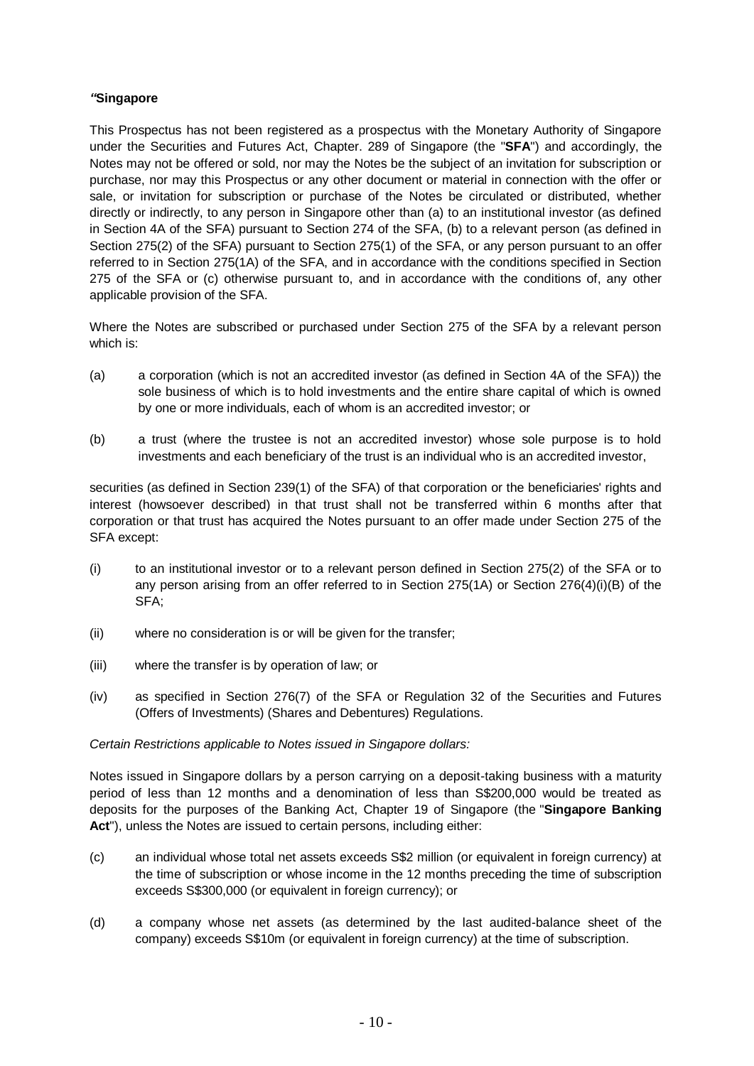**"Singapore**

This Prospectus has not been registered as a prospectus with the Monetary Authority of Singapore under the Securities and Futures Act, Chapter. 289 of Singapore (the "**SFA**") and accordingly, the Notes may not be offered or sold, nor may the Notes be the subject of an invitation for subscription or purchase, nor may this Prospectus or any other document or material in connection with the offer or sale, or invitation for subscription or purchase of the Notes be circulated or distributed, whether directly or indirectly, to any person in Singapore other than (a) to an institutional investor (as defined in Section 4A of the SFA) pursuant to Section 274 of the SFA, (b) to a relevant person (as defined in Section 275(2) of the SFA) pursuant to Section 275(1) of the SFA, or any person pursuant to an offer referred to in Section 275(1A) of the SFA, and in accordance with the conditions specified in Section 275 of the SFA or (c) otherwise pursuant to, and in accordance with the conditions of, any other applicable provision of the SFA.

Where the Notes are subscribed or purchased under Section 275 of the SFA by a relevant person which is:

(a) a corporation (which is not an accredited investor (as defined in Section 4A of the SFA)) the sole business of which is to hold investments and the entire share capital of which is owned by one or more individuals, each of whom is an accredited investor; or

(b) a trust (where the trustee is not an accredited investor) whose sole purpose is to hold investments and each beneficiary of the trust is an individual who is an accredited investor,

securities (as defined in Section 239(1) of the SFA) of that corporation or the beneficiaries' rights and interest (howsoever described) in that trust shall not be transferred within 6 months after that corporation or that trust has acquired the Notes pursuant to an offer made under Section 275 of the SFA except:

(i) to an institutional investor or to a relevant person defined in Section 275(2) of the SFA or to any person arising from an offer referred to in Section 275(1A) or Section 276(4)(i)(B) of the SFA;

(ii) where no consideration is or will be given for the transfer;

(iii) where the transfer is by operation of law; or

(iv) as specified in Section 276(7) of the SFA or Regulation 32 of the Securities and Futures (Offers of Investments) (Shares and Debentures) Regulations.

*Certain Restrictions applicable to Notes issued in Singapore dollars:*

Notes issued in Singapore dollars by a person carrying on a deposit-taking business with a maturity period of less than 12 months and a denomination of less than S$200,000 would be treated as deposits for the purposes of the Banking Act, Chapter 19 of Singapore (the "**Singapore Banking Act**"), unless the Notes are issued to certain persons, including either:

(c) an individual whose total net assets exceeds S$2 million (or equivalent in foreign currency) at the time of subscription or whose income in the 12 months preceding the time of subscription exceeds S$300,000 (or equivalent in foreign currency); or

(d) a company whose net assets (as determined by the last audited-balance sheet of the company) exceeds S$10m (or equivalent in foreign currency) at the time of subscription.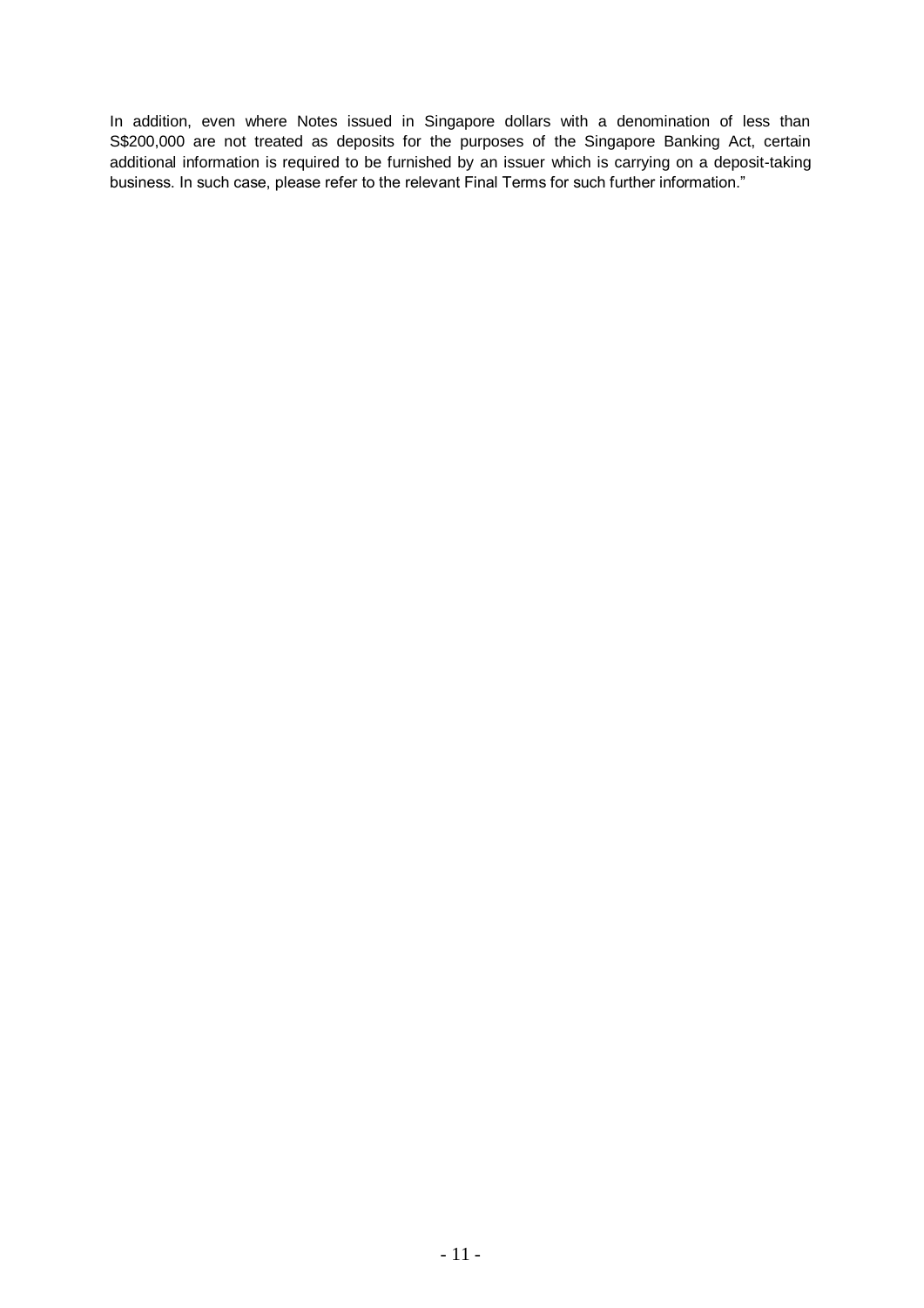In addition, even where Notes issued in Singapore dollars with a denomination of less than S$200,000 are not treated as deposits for the purposes of the Singapore Banking Act, certain additional information is required to be furnished by an issuer which is carrying on a deposit-taking business. In such case, please refer to the relevant Final Terms for such further information."